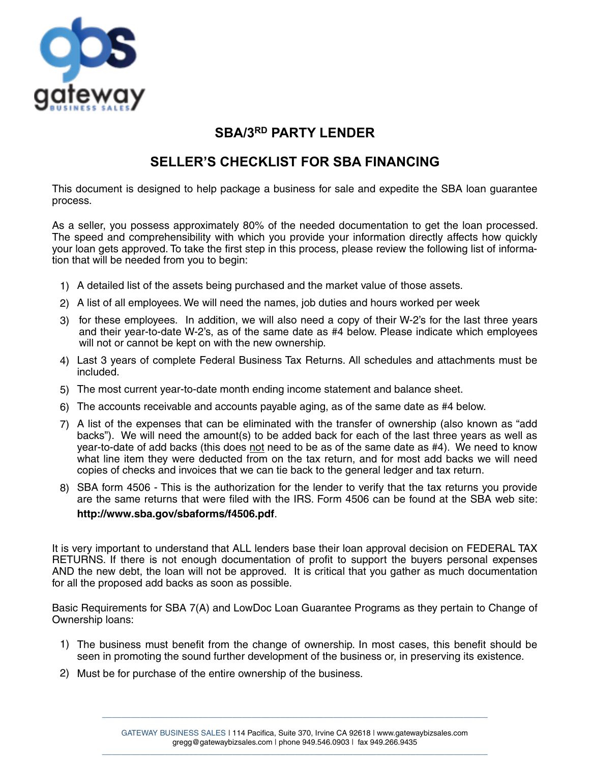## SBA/3RD PARTY LENDER

## SELLER'S CHECKLIST FOR SBA FINANCING

This document is designed to help package a business for sale and expedite the SBA loan guarantee process.

As a seller, you possess approximately 80% of the needed documentation to get the loan processed. The speed and comprehensibility with which you provide your information directly affects how quickly your loan gets approved. To take the first step in this process, please review the following list of information that will be needed from you to begin:

1) A detailed list of the assets being purchased and the market value of those assets.
2) A list of all employees. We will need the names, job duties and hours worked per week
3) for these employees. In addition, we will also need a copy of their W-2's for the last three years and their year-to-date W-2's, as of the same date as #4 below. Please indicate which employees will not or cannot be kept on with the new ownership.
4) Last 3 years of complete Federal Business Tax Returns. All schedules and attachments must be included.
5) The most current year-to-date month ending income statement and balance sheet.
6) The accounts receivable and accounts payable aging, as of the same date as #4 below.
7) A list of the expenses that can be eliminated with the transfer of ownership (also known as "add backs"). We will need the amount(s) to be added back for each of the last three years as well as year-to-date of add backs (this does not need to be as of the same date as #4). We need to know what line item they were deducted from on the tax return, and for most add backs we will need copies of checks and invoices that we can tie back to the general ledger and tax return.
8) SBA form 4506 - This is the authorization for the lender to verify that the tax returns you provide are the same returns that were filed with the IRS. Form 4506 can be found at the SBA web site: **http://www.sba.gov/sbaforms/f4506.pdf**.

It is very important to understand that ALL lenders base their loan approval decision on FEDERAL TAX RETURNS. If there is not enough documentation of profit to support the buyers personal expenses AND the new debt, the loan will not be approved. It is critical that you gather as much documentation for all the proposed add backs as soon as possible.

Basic Requirements for SBA 7(A) and LowDoc Loan Guarantee Programs as they pertain to Change of Ownership loans:

1) The business must benefit from the change of ownership. In most cases, this benefit should be seen in promoting the sound further development of the business or, in preserving its existence.
2) Must be for purchase of the entire ownership of the business.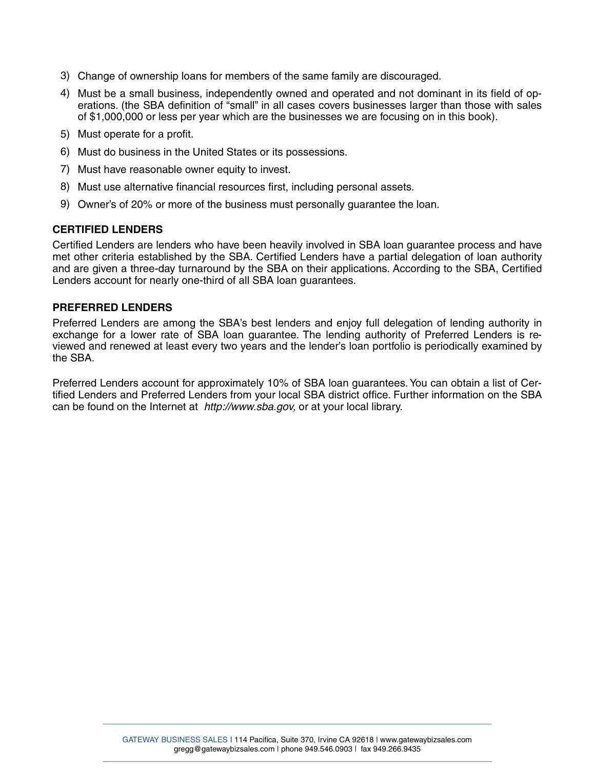3) Change of ownership loans for members of the same family are discouraged.
4) Must be a small business, independently owned and operated and not dominant in its field of operations. (the SBA definition of "small" in all cases covers businesses larger than those with sales of $1,000,000 or less per year which are the businesses we are focusing on in this book).
5) Must operate for a profit.
6) Must do business in the United States or its possessions.
7) Must have reasonable owner equity to invest.
8) Must use alternative financial resources first, including personal assets.
9) Owner's of 20% or more of the business must personally guarantee the loan.

**CERTIFIED LENDERS**

Certified Lenders are lenders who have been heavily involved in SBA loan guarantee process and have met other criteria established by the SBA. Certified Lenders have a partial delegation of loan authority and are given a three-day turnaround by the SBA on their applications. According to the SBA, Certified Lenders account for nearly one-third of all SBA loan guarantees.

**PREFERRED LENDERS**

Preferred Lenders are among the SBA's best lenders and enjoy full delegation of lending authority in exchange for a lower rate of SBA loan guarantee. The lending authority of Preferred Lenders is reviewed and renewed at least every two years and the lender's loan portfolio is periodically examined by the SBA.

Preferred Lenders account for approximately 10% of SBA loan guarantees. You can obtain a list of Certified Lenders and Preferred Lenders from your local SBA district office. Further information on the SBA can be found on the Internet at *http://www.sba.gov,* or at your local library.